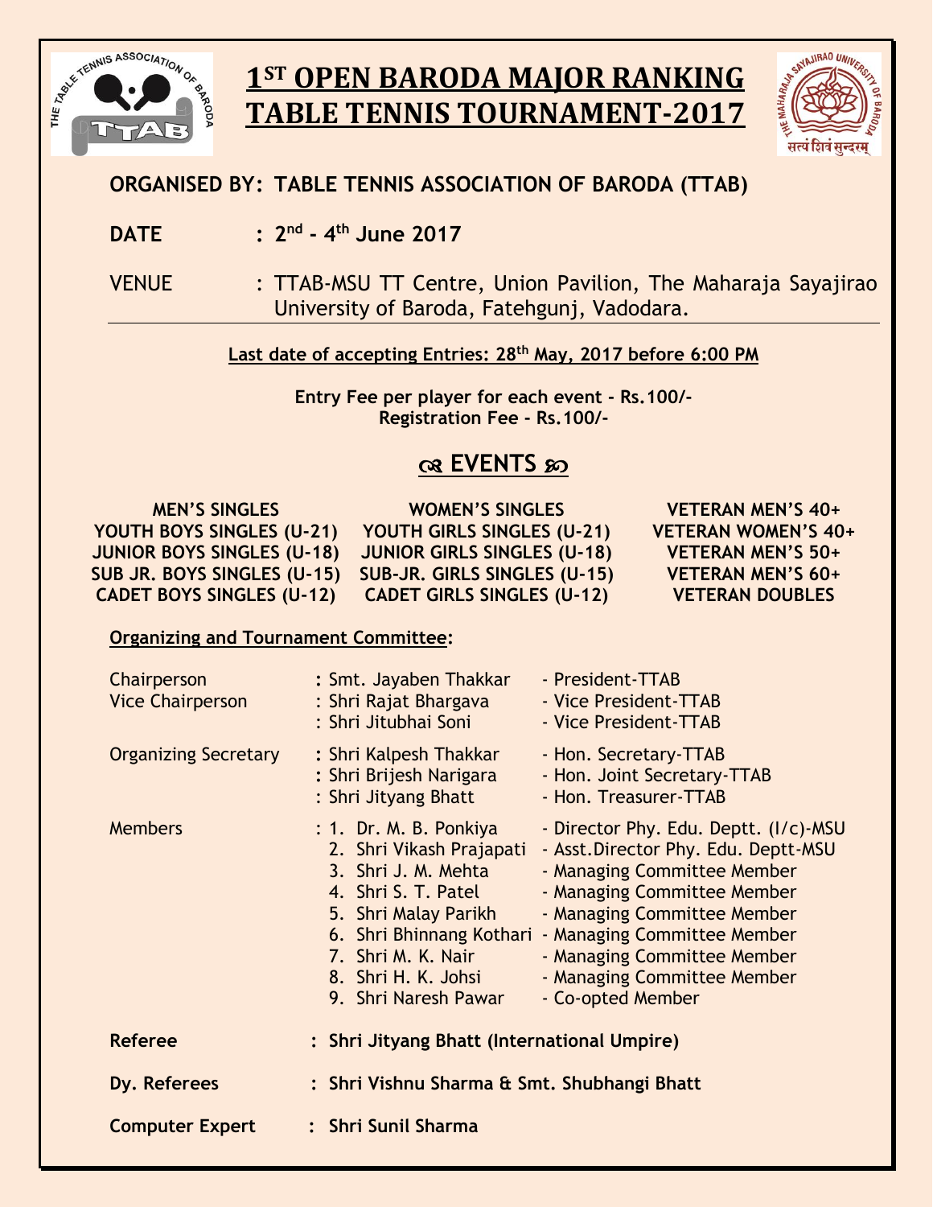# 1ST OPEN BARODA MAJOR RANKING TABLE TENNIS TOURNAMENT-2017

**ORGANISED BY: TABLE TENNIS ASSOCIATION OF BARODA (TTAB)**

**DATE : 2nd - 4th June 2017**

VENUE : TTAB-MSU TT Centre, Union Pavilion, The Maharaja Sayajirao University of Baroda, Fatehgunj, Vadodara.

---

**Last date of accepting Entries: 28th May, 2017 before 6:00 PM**

**Entry Fee per player for each event - Rs.100/-**
**Registration Fee - Rs.100/-**

## EVENTS

| | | |
|---|---|---|
| **MEN'S SINGLES** | **WOMEN'S SINGLES** | **VETERAN MEN'S 40+** |
| **YOUTH BOYS SINGLES (U-21)** | **YOUTH GIRLS SINGLES (U-21)** | **VETERAN WOMEN'S 40+** |
| **JUNIOR BOYS SINGLES (U-18)** | **JUNIOR GIRLS SINGLES (U-18)** | **VETERAN MEN'S 50+** |
| **SUB JR. BOYS SINGLES (U-15)** | **SUB-JR. GIRLS SINGLES (U-15)** | **VETERAN MEN'S 60+** |
| **CADET BOYS SINGLES (U-12)** | **CADET GIRLS SINGLES (U-12)** | **VETERAN DOUBLES** |

**Organizing and Tournament Committee:**

| | | |
|---|---|---|
| Chairperson | : Smt. Jayaben Thakkar | - President-TTAB |
| Vice Chairperson | : Shri Rajat Bhargava | - Vice President-TTAB |
| | : Shri Jitubhai Soni | - Vice President-TTAB |
| Organizing Secretary | : Shri Kalpesh Thakkar | - Hon. Secretary-TTAB |
| | : Shri Brijesh Narigara | - Hon. Joint Secretary-TTAB |
| | : Shri Jityang Bhatt | - Hon. Treasurer-TTAB |
| Members | : 1. Dr. M. B. Ponkiya | - Director Phy. Edu. Deptt. (I/c)-MSU |
| | 2. Shri Vikash Prajapati | - Asst.Director Phy. Edu. Deptt-MSU |
| | 3. Shri J. M. Mehta | - Managing Committee Member |
| | 4. Shri S. T. Patel | - Managing Committee Member |
| | 5. Shri Malay Parikh | - Managing Committee Member |
| | 6. Shri Bhinnang Kothari | - Managing Committee Member |
| | 7. Shri M. K. Nair | - Managing Committee Member |
| | 8. Shri H. K. Johsi | - Managing Committee Member |
| | 9. Shri Naresh Pawar | - Co-opted Member |

**Referee : Shri Jityang Bhatt (International Umpire)**

**Dy. Referees : Shri Vishnu Sharma & Smt. Shubhangi Bhatt**

**Computer Expert : Shri Sunil Sharma**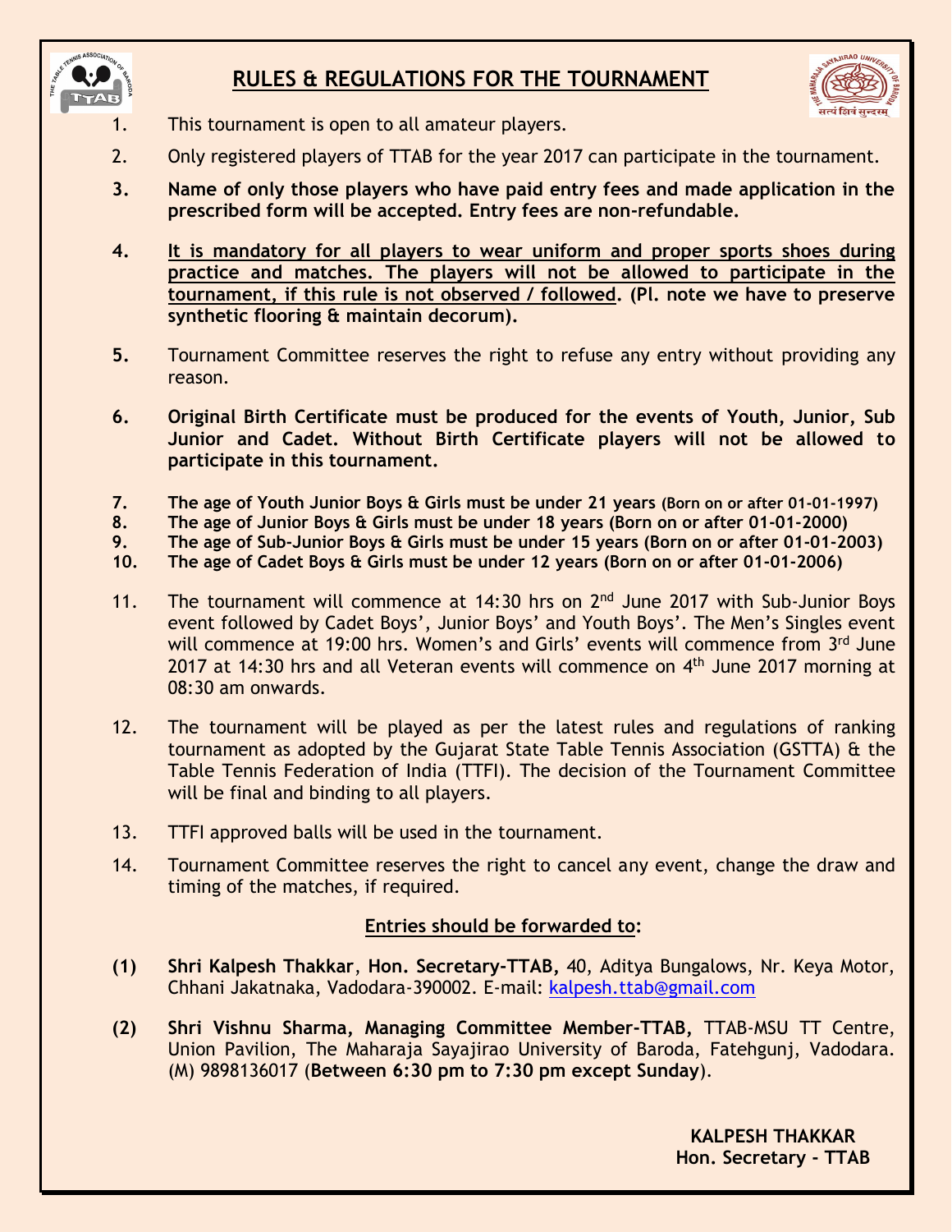## RULES & REGULATIONS FOR THE TOURNAMENT

1. This tournament is open to all amateur players.
2. Only registered players of TTAB for the year 2017 can participate in the tournament.
3. **Name of only those players who have paid entry fees and made application in the prescribed form will be accepted. Entry fees are non-refundable.**
4. **It is mandatory for all players to wear uniform and proper sports shoes during practice and matches. The players will not be allowed to participate in the tournament, if this rule is not observed / followed. (Pl. note we have to preserve synthetic flooring & maintain decorum).**
5. Tournament Committee reserves the right to refuse any entry without providing any reason.
6. **Original Birth Certificate must be produced for the events of Youth, Junior, Sub Junior and Cadet. Without Birth Certificate players will not be allowed to participate in this tournament.**
7. **The age of Youth Junior Boys & Girls must be under 21 years (Born on or after 01-01-1997)**
8. **The age of Junior Boys & Girls must be under 18 years (Born on or after 01-01-2000)**
9. **The age of Sub-Junior Boys & Girls must be under 15 years (Born on or after 01-01-2003)**
10. **The age of Cadet Boys & Girls must be under 12 years (Born on or after 01-01-2006)**
11. The tournament will commence at 14:30 hrs on 2nd June 2017 with Sub-Junior Boys event followed by Cadet Boys', Junior Boys' and Youth Boys'. The Men's Singles event will commence at 19:00 hrs. Women's and Girls' events will commence from 3rd June 2017 at 14:30 hrs and all Veteran events will commence on 4th June 2017 morning at 08:30 am onwards.
12. The tournament will be played as per the latest rules and regulations of ranking tournament as adopted by the Gujarat State Table Tennis Association (GSTTA) & the Table Tennis Federation of India (TTFI). The decision of the Tournament Committee will be final and binding to all players.
13. TTFI approved balls will be used in the tournament.
14. Tournament Committee reserves the right to cancel any event, change the draw and timing of the matches, if required.

### Entries should be forwarded to:

**(1)** **Shri Kalpesh Thakkar**, **Hon. Secretary-TTAB,** 40, Aditya Bungalows, Nr. Keya Motor, Chhani Jakatnaka, Vadodara-390002. E-mail: kalpesh.ttab@gmail.com

**(2)** **Shri Vishnu Sharma, Managing Committee Member-TTAB,** TTAB-MSU TT Centre, Union Pavilion, The Maharaja Sayajirao University of Baroda, Fatehgunj, Vadodara. (M) 9898136017 (**Between 6:30 pm to 7:30 pm except Sunday**).

**KALPESH THAKKAR**
**Hon. Secretary - TTAB**